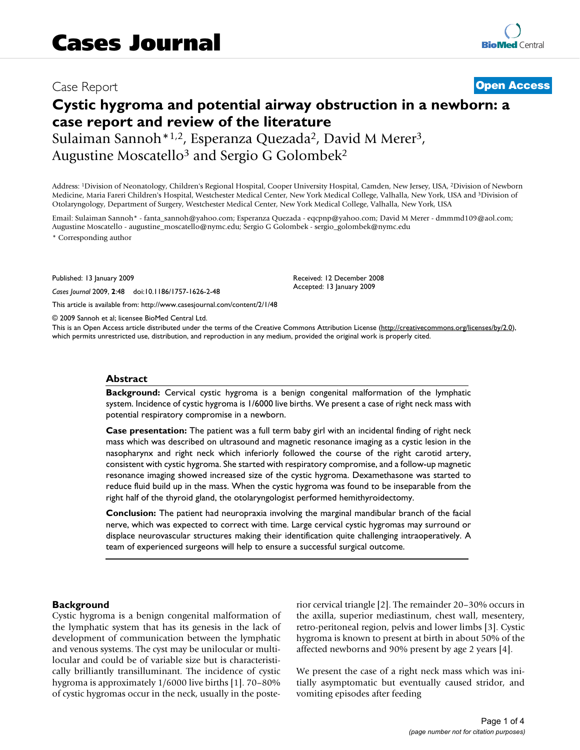Cases Journal

Case Report

**Open Access**

# Cystic hygroma and potential airway obstruction in a newborn: a case report and review of the literature

Sulaiman Sannoh*[1,2], Esperanza Quezada[2], David M Merer[3], Augustine Moscatello[3] and Sergio G Golombek[2]

Address: [1]Division of Neonatology, Children's Regional Hospital, Cooper University Hospital, Camden, New Jersey, USA, [2]Division of Newborn Medicine, Maria Fareri Children's Hospital, Westchester Medical Center, New York Medical College, Valhalla, New York, USA and [3]Division of Otolaryngology, Department of Surgery, Westchester Medical Center, New York Medical College, Valhalla, New York, USA

Email: Sulaiman Sannoh* - fanta_sannoh@yahoo.com; Esperanza Quezada - eqcpnp@yahoo.com; David M Merer - dmmmd109@aol.com; Augustine Moscatello - augustine_moscatello@nymc.edu; Sergio G Golombek - sergio_golombek@nymc.edu

\* Corresponding author

Published: 13 January 2009

*Cases Journal* 2009, **2**:48 doi:10.1186/1757-1626-2-48

Received: 12 December 2008

Accepted: 13 January 2009

This article is available from: http://www.casesjournal.com/content/2/1/48

© 2009 Sannoh et al; licensee BioMed Central Ltd.

This is an Open Access article distributed under the terms of the Creative Commons Attribution License (http://creativecommons.org/licenses/by/2.0), which permits unrestricted use, distribution, and reproduction in any medium, provided the original work is properly cited.

## Abstract

**Background:** Cervical cystic hygroma is a benign congenital malformation of the lymphatic system. Incidence of cystic hygroma is 1/6000 live births. We present a case of right neck mass with potential respiratory compromise in a newborn.

**Case presentation:** The patient was a full term baby girl with an incidental finding of right neck mass which was described on ultrasound and magnetic resonance imaging as a cystic lesion in the nasopharynx and right neck which inferiorly followed the course of the right carotid artery, consistent with cystic hygroma. She started with respiratory compromise, and a follow-up magnetic resonance imaging showed increased size of the cystic hygroma. Dexamethasone was started to reduce fluid build up in the mass. When the cystic hygroma was found to be inseparable from the right half of the thyroid gland, the otolaryngologist performed hemithyroidectomy.

**Conclusion:** The patient had neuropraxia involving the marginal mandibular branch of the facial nerve, which was expected to correct with time. Large cervical cystic hygromas may surround or displace neurovascular structures making their identification quite challenging intraoperatively. A team of experienced surgeons will help to ensure a successful surgical outcome.

## Background

Cystic hygroma is a benign congenital malformation of the lymphatic system that has its genesis in the lack of development of communication between the lymphatic and venous systems. The cyst may be unilocular or multilocular and could be of variable size but is characteristically brilliantly transilluminant. The incidence of cystic hygroma is approximately 1/6000 live births [1]. 70–80% of cystic hygromas occur in the neck, usually in the posterior cervical triangle [2]. The remainder 20–30% occurs in the axilla, superior mediastinum, chest wall, mesentery, retro-peritoneal region, pelvis and lower limbs [3]. Cystic hygroma is known to present at birth in about 50% of the affected newborns and 90% present by age 2 years [4].

We present the case of a right neck mass which was initially asymptomatic but eventually caused stridor, and vomiting episodes after feeding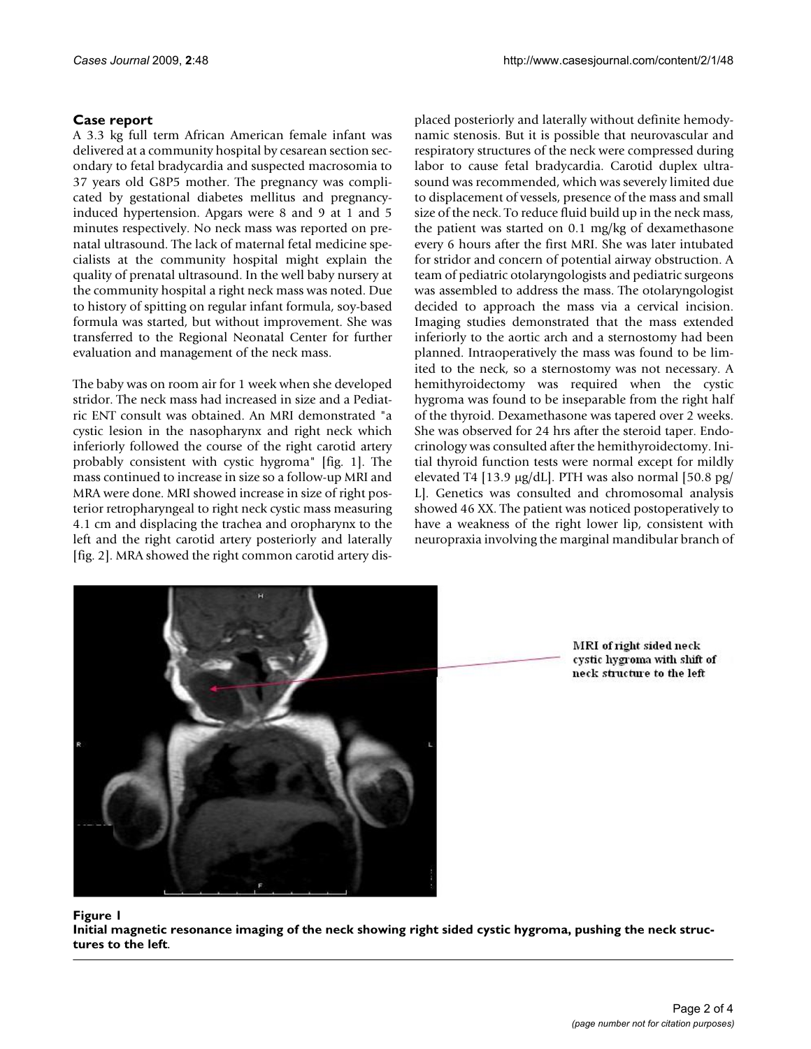## Case report

A 3.3 kg full term African American female infant was delivered at a community hospital by cesarean section secondary to fetal bradycardia and suspected macrosomia to 37 years old G8P5 mother. The pregnancy was complicated by gestational diabetes mellitus and pregnancy-induced hypertension. Apgars were 8 and 9 at 1 and 5 minutes respectively. No neck mass was reported on prenatal ultrasound. The lack of maternal fetal medicine specialists at the community hospital might explain the quality of prenatal ultrasound. In the well baby nursery at the community hospital a right neck mass was noted. Due to history of spitting on regular infant formula, soy-based formula was started, but without improvement. She was transferred to the Regional Neonatal Center for further evaluation and management of the neck mass.

The baby was on room air for 1 week when she developed stridor. The neck mass had increased in size and a Pediatric ENT consult was obtained. An MRI demonstrated "a cystic lesion in the nasopharynx and right neck which inferiorly followed the course of the right carotid artery probably consistent with cystic hygroma" [fig. 1]. The mass continued to increase in size so a follow-up MRI and MRA were done. MRI showed increase in size of right posterior retropharyngeal to right neck cystic mass measuring 4.1 cm and displacing the trachea and oropharynx to the left and the right carotid artery posteriorly and laterally [fig. 2]. MRA showed the right common carotid artery displaced posteriorly and laterally without definite hemodynamic stenosis. But it is possible that neurovascular and respiratory structures of the neck were compressed during labor to cause fetal bradycardia. Carotid duplex ultrasound was recommended, which was severely limited due to displacement of vessels, presence of the mass and small size of the neck. To reduce fluid build up in the neck mass, the patient was started on 0.1 mg/kg of dexamethasone every 6 hours after the first MRI. She was later intubated for stridor and concern of potential airway obstruction. A team of pediatric otolaryngologists and pediatric surgeons was assembled to address the mass. The otolaryngologist decided to approach the mass via a cervical incision. Imaging studies demonstrated that the mass extended inferiorly to the aortic arch and a sternostomy had been planned. Intraoperatively the mass was found to be limited to the neck, so a sternostomy was not necessary. A hemithyroidectomy was required when the cystic hygroma was found to be inseparable from the right half of the thyroid. Dexamethasone was tapered over 2 weeks. She was observed for 24 hrs after the steroid taper. Endocrinology was consulted after the hemithyroidectomy. Initial thyroid function tests were normal except for mildly elevated T4 [13.9 μg/dL]. PTH was also normal [50.8 pg/L]. Genetics was consulted and chromosomal analysis showed 46 XX. The patient was noticed postoperatively to have a weakness of the right lower lip, consistent with neuropraxia involving the marginal mandibular branch of

MRI of right sided neck cystic hygroma with shift of neck structure to the left

**Figure 1**
**Initial magnetic resonance imaging of the neck showing right sided cystic hygroma, pushing the neck structures to the left.**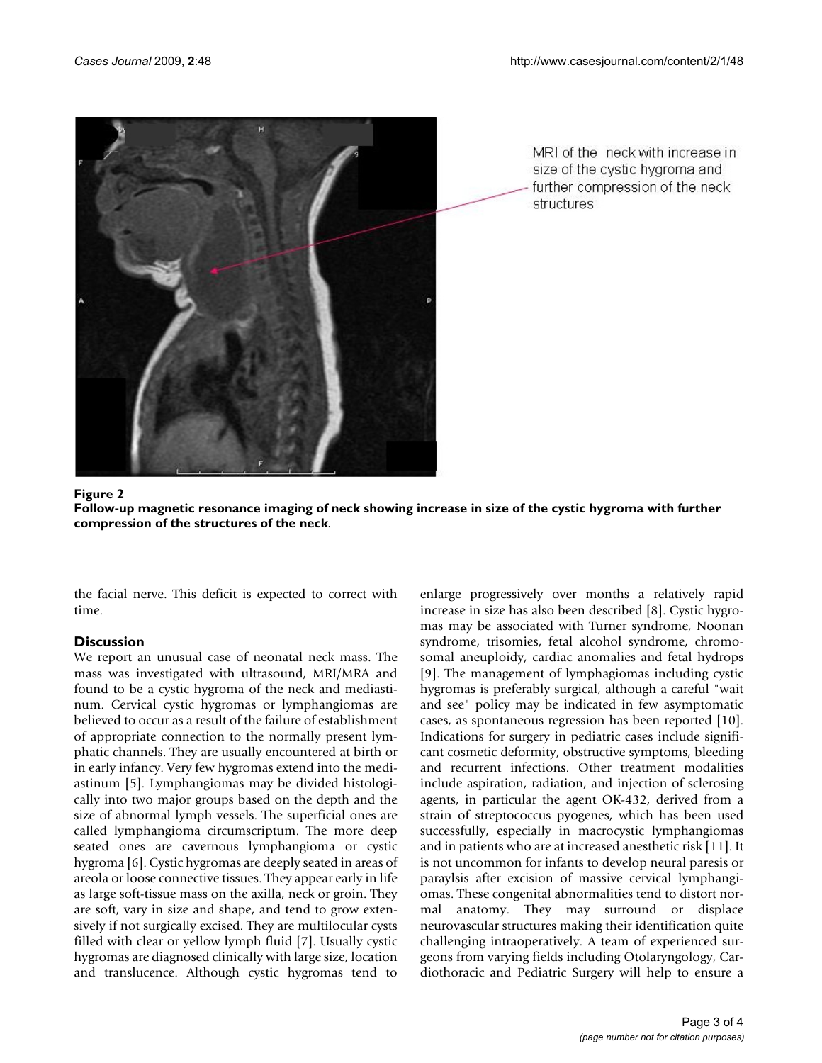**Figure 2**
**Follow-up magnetic resonance imaging of neck showing increase in size of the cystic hygroma with further compression of the structures of the neck**.

the facial nerve. This deficit is expected to correct with time.

## Discussion

We report an unusual case of neonatal neck mass. The mass was investigated with ultrasound, MRI/MRA and found to be a cystic hygroma of the neck and mediastinum. Cervical cystic hygromas or lymphangiomas are believed to occur as a result of the failure of establishment of appropriate connection to the normally present lymphatic channels. They are usually encountered at birth or in early infancy. Very few hygromas extend into the mediastinum [5]. Lymphangiomas may be divided histologically into two major groups based on the depth and the size of abnormal lymph vessels. The superficial ones are called lymphangioma circumscriptum. The more deep seated ones are cavernous lymphangioma or cystic hygroma [6]. Cystic hygromas are deeply seated in areas of areola or loose connective tissues. They appear early in life as large soft-tissue mass on the axilla, neck or groin. They are soft, vary in size and shape, and tend to grow extensively if not surgically excised. They are multilocular cysts filled with clear or yellow lymph fluid [7]. Usually cystic hygromas are diagnosed clinically with large size, location and translucence. Although cystic hygromas tend to enlarge progressively over months a relatively rapid increase in size has also been described [8]. Cystic hygromas may be associated with Turner syndrome, Noonan syndrome, trisomies, fetal alcohol syndrome, chromosomal aneuploidy, cardiac anomalies and fetal hydrops [9]. The management of lymphagiomas including cystic hygromas is preferably surgical, although a careful "wait and see" policy may be indicated in few asymptomatic cases, as spontaneous regression has been reported [10]. Indications for surgery in pediatric cases include significant cosmetic deformity, obstructive symptoms, bleeding and recurrent infections. Other treatment modalities include aspiration, radiation, and injection of sclerosing agents, in particular the agent OK-432, derived from a strain of streptococcus pyogenes, which has been used successfully, especially in macrocystic lymphangiomas and in patients who are at increased anesthetic risk [11]. It is not uncommon for infants to develop neural paresis or paraylsis after excision of massive cervical lymphangiomas. These congenital abnormalities tend to distort normal anatomy. They may surround or displace neurovascular structures making their identification quite challenging intraoperatively. A team of experienced surgeons from varying fields including Otolaryngology, Cardiothoracic and Pediatric Surgery will help to ensure a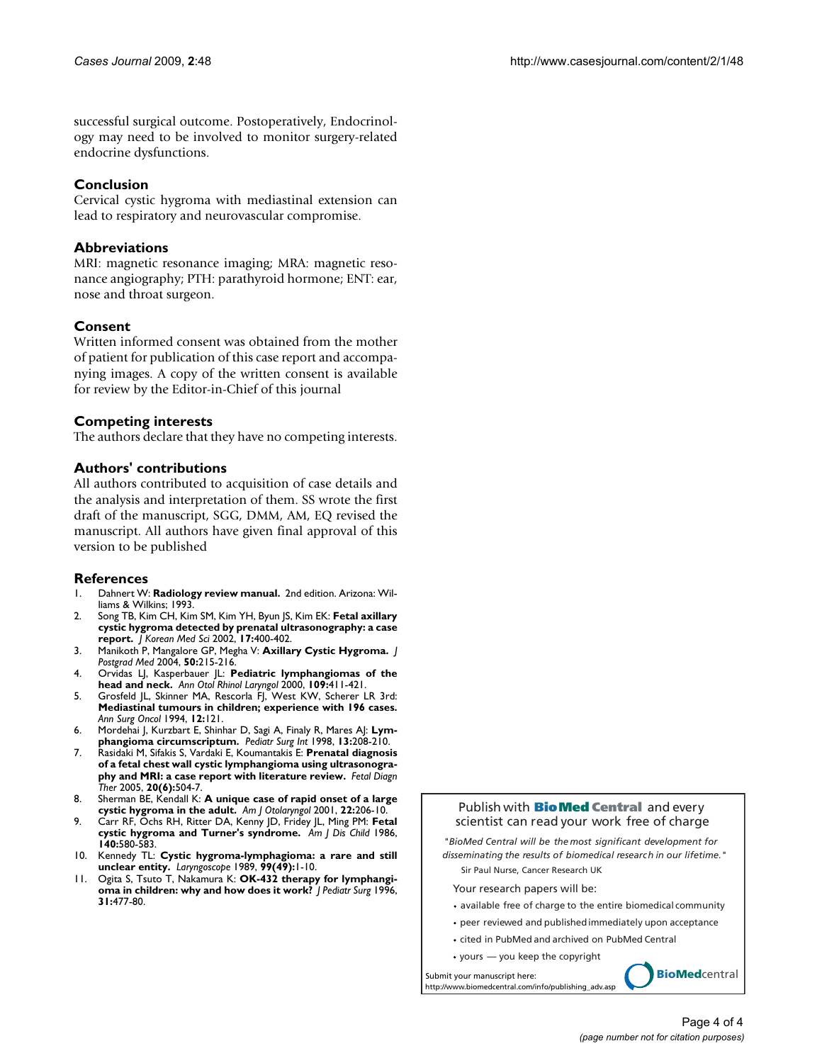successful surgical outcome. Postoperatively, Endocrinology may need to be involved to monitor surgery-related endocrine dysfunctions.

## Conclusion

Cervical cystic hygroma with mediastinal extension can lead to respiratory and neurovascular compromise.

## Abbreviations

MRI: magnetic resonance imaging; MRA: magnetic resonance angiography; PTH: parathyroid hormone; ENT: ear, nose and throat surgeon.

## Consent

Written informed consent was obtained from the mother of patient for publication of this case report and accompanying images. A copy of the written consent is available for review by the Editor-in-Chief of this journal

## Competing interests

The authors declare that they have no competing interests.

## Authors' contributions

All authors contributed to acquisition of case details and the analysis and interpretation of them. SS wrote the first draft of the manuscript, SGG, DMM, AM, EQ revised the manuscript. All authors have given final approval of this version to be published

## References

1. Dahnert W: **Radiology review manual.** 2nd edition. Arizona: Williams & Wilkins; 1993.
2. Song TB, Kim CH, Kim SM, Kim YH, Byun JS, Kim EK: **Fetal axillary cystic hygroma detected by prenatal ultrasonography: a case report.** *J Korean Med Sci* 2002, **17:**400-402.
3. Manikoth P, Mangalore GP, Megha V: **Axillary Cystic Hygroma.** *J Postgrad Med* 2004, **50:**215-216.
4. Orvidas LJ, Kasperbauer JL: **Pediatric lymphangiomas of the head and neck.** *Ann Otol Rhinol Laryngol* 2000, **109:**411-421.
5. Grosfeld JL, Skinner MA, Rescorla FJ, West KW, Scherer LR 3rd: **Mediastinal tumours in children; experience with 196 cases.** *Ann Surg Oncol* 1994, **12:**121.
6. Mordehai J, Kurzbart E, Shinhar D, Sagi A, Finaly R, Mares AJ: **Lymphangioma circumscriptum.** *Pediatr Surg Int* 1998, **13:**208-210.
7. Rasidaki M, Sifakis S, Vardaki E, Koumantakis E: **Prenatal diagnosis of a fetal chest wall cystic lymphangioma using ultrasonography and MRI: a case report with literature review.** *Fetal Diagn Ther* 2005, **20(6):**504-7.
8. Sherman BE, Kendall K: **A unique case of rapid onset of a large cystic hygroma in the adult.** *Am J Otolaryngol* 2001, **22:**206-10.
9. Carr RF, Ochs RH, Ritter DA, Kenny JD, Fridey JL, Ming PM: **Fetal cystic hygroma and Turner's syndrome.** *Am J Dis Child* 1986, **140:**580-583.
10. Kennedy TL: **Cystic hygroma-lymphagioma: a rare and still unclear entity.** *Laryngoscope* 1989, **99(49):**1-10.
11. Ogita S, Tsuto T, Nakamura K: **OK-432 therapy for lymphangioma in children: why and how does it work?** *J Pediatr Surg* 1996, **31:**477-80.

Publish with **BioMed Central** and every scientist can read your work free of charge

*"BioMed Central will be the most significant development for disseminating the results of biomedical research in our lifetime."*

Sir Paul Nurse, Cancer Research UK

Your research papers will be:

- available free of charge to the entire biomedical community
- peer reviewed and published immediately upon acceptance
- cited in PubMed and archived on PubMed Central
- yours — you keep the copyright

Submit your manuscript here:
http://www.biomedcentral.com/info/publishing_adv.asp

BioMedcentral